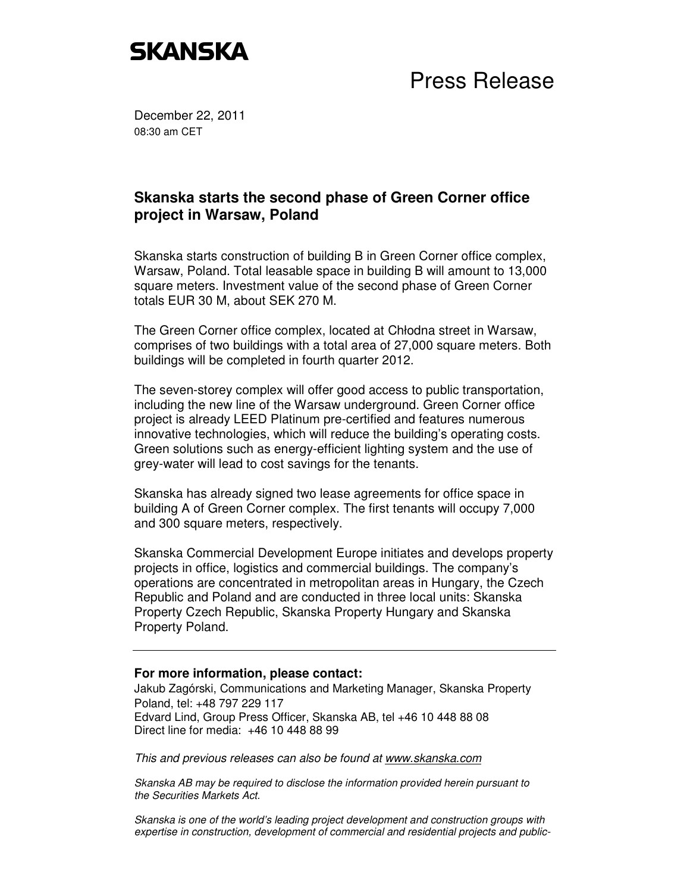SKANSKA

# Press Release

December 22, 2011
08:30 am CET

## Skanska starts the second phase of Green Corner office project in Warsaw, Poland

Skanska starts construction of building B in Green Corner office complex, Warsaw, Poland. Total leasable space in building B will amount to 13,000 square meters. Investment value of the second phase of Green Corner totals EUR 30 M, about SEK 270 M.

The Green Corner office complex, located at Chłodna street in Warsaw, comprises of two buildings with a total area of 27,000 square meters. Both buildings will be completed in fourth quarter 2012.

The seven-storey complex will offer good access to public transportation, including the new line of the Warsaw underground. Green Corner office project is already LEED Platinum pre-certified and features numerous innovative technologies, which will reduce the building's operating costs. Green solutions such as energy-efficient lighting system and the use of grey-water will lead to cost savings for the tenants.

Skanska has already signed two lease agreements for office space in building A of Green Corner complex. The first tenants will occupy 7,000 and 300 square meters, respectively.

Skanska Commercial Development Europe initiates and develops property projects in office, logistics and commercial buildings. The company's operations are concentrated in metropolitan areas in Hungary, the Czech Republic and Poland and are conducted in three local units: Skanska Property Czech Republic, Skanska Property Hungary and Skanska Property Poland.

---

**For more information, please contact:**

Jakub Zagórski, Communications and Marketing Manager, Skanska Property Poland, tel: +48 797 229 117
Edvard Lind, Group Press Officer, Skanska AB, tel +46 10 448 88 08
Direct line for media: +46 10 448 88 99

*This and previous releases can also be found at www.skanska.com*

*Skanska AB may be required to disclose the information provided herein pursuant to the Securities Markets Act.*

*Skanska is one of the world's leading project development and construction groups with expertise in construction, development of commercial and residential projects and public-*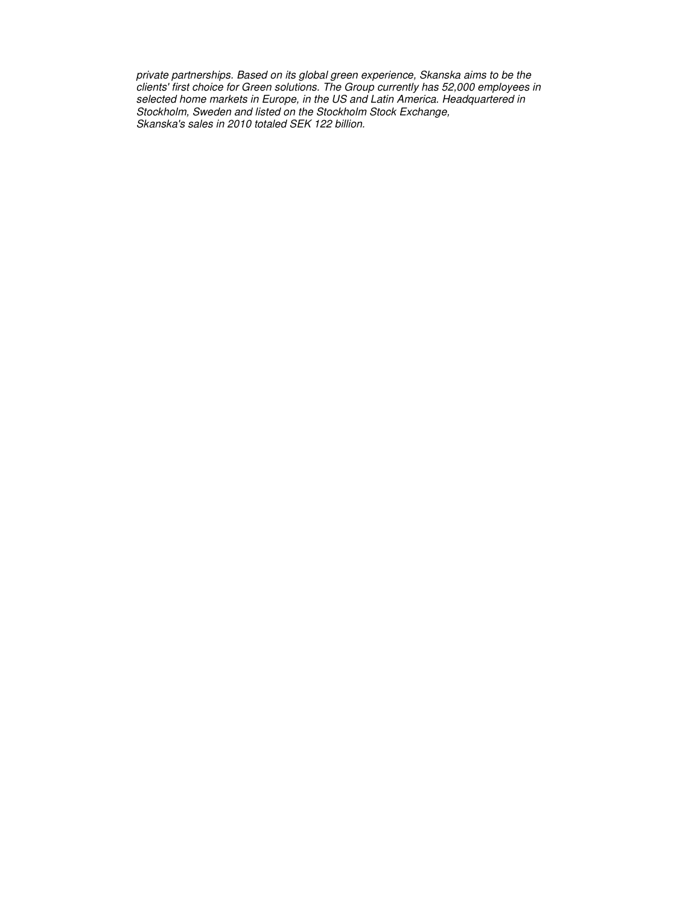*private partnerships. Based on its global green experience, Skanska aims to be the clients' first choice for Green solutions. The Group currently has 52,000 employees in selected home markets in Europe, in the US and Latin America. Headquartered in Stockholm, Sweden and listed on the Stockholm Stock Exchange, Skanska's sales in 2010 totaled SEK 122 billion.*